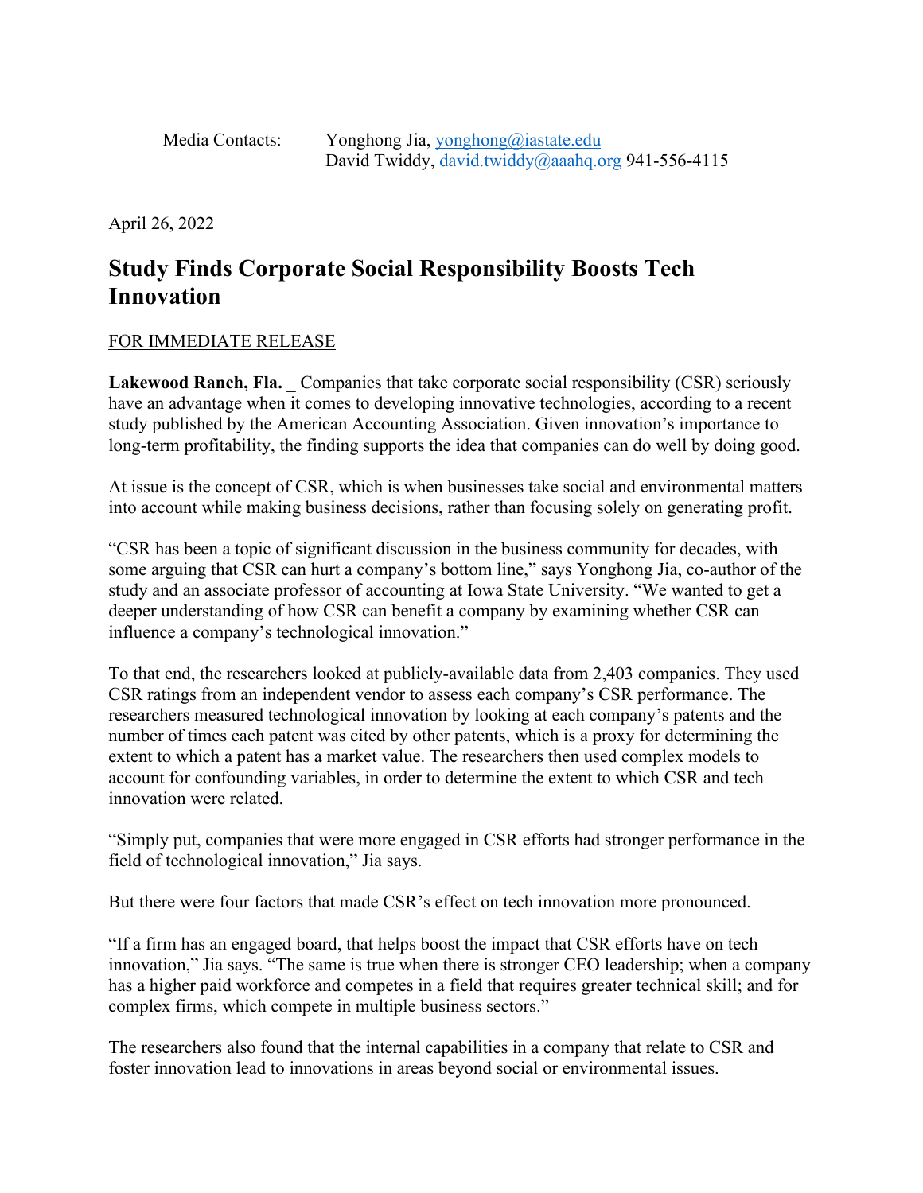Media Contacts: Yonghong Jia, yonghong@iastate.edu
David Twiddy, david.twiddy@aaahq.org 941-556-4115

April 26, 2022

# Study Finds Corporate Social Responsibility Boosts Tech Innovation

FOR IMMEDIATE RELEASE

**Lakewood Ranch, Fla.** _ Companies that take corporate social responsibility (CSR) seriously have an advantage when it comes to developing innovative technologies, according to a recent study published by the American Accounting Association. Given innovation's importance to long-term profitability, the finding supports the idea that companies can do well by doing good.

At issue is the concept of CSR, which is when businesses take social and environmental matters into account while making business decisions, rather than focusing solely on generating profit.

"CSR has been a topic of significant discussion in the business community for decades, with some arguing that CSR can hurt a company's bottom line," says Yonghong Jia, co-author of the study and an associate professor of accounting at Iowa State University. "We wanted to get a deeper understanding of how CSR can benefit a company by examining whether CSR can influence a company's technological innovation."

To that end, the researchers looked at publicly-available data from 2,403 companies. They used CSR ratings from an independent vendor to assess each company's CSR performance. The researchers measured technological innovation by looking at each company's patents and the number of times each patent was cited by other patents, which is a proxy for determining the extent to which a patent has a market value. The researchers then used complex models to account for confounding variables, in order to determine the extent to which CSR and tech innovation were related.

"Simply put, companies that were more engaged in CSR efforts had stronger performance in the field of technological innovation," Jia says.

But there were four factors that made CSR's effect on tech innovation more pronounced.

"If a firm has an engaged board, that helps boost the impact that CSR efforts have on tech innovation," Jia says. "The same is true when there is stronger CEO leadership; when a company has a higher paid workforce and competes in a field that requires greater technical skill; and for complex firms, which compete in multiple business sectors."

The researchers also found that the internal capabilities in a company that relate to CSR and foster innovation lead to innovations in areas beyond social or environmental issues.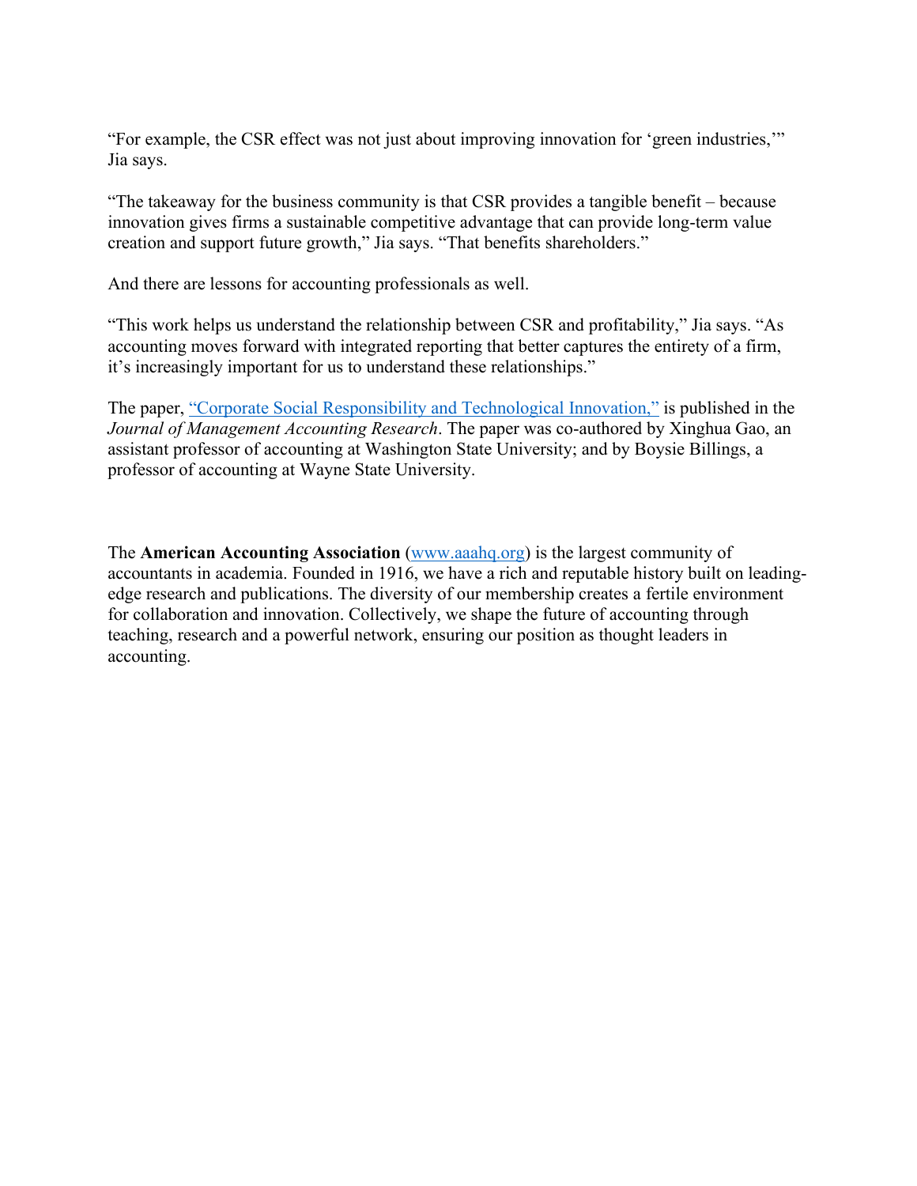"For example, the CSR effect was not just about improving innovation for 'green industries,'" Jia says.

"The takeaway for the business community is that CSR provides a tangible benefit – because innovation gives firms a sustainable competitive advantage that can provide long-term value creation and support future growth," Jia says. "That benefits shareholders."

And there are lessons for accounting professionals as well.

"This work helps us understand the relationship between CSR and profitability," Jia says. "As accounting moves forward with integrated reporting that better captures the entirety of a firm, it's increasingly important for us to understand these relationships."

The paper, "Corporate Social Responsibility and Technological Innovation," is published in the *Journal of Management Accounting Research*. The paper was co-authored by Xinghua Gao, an assistant professor of accounting at Washington State University; and by Boysie Billings, a professor of accounting at Wayne State University.

The **American Accounting Association** (www.aaahq.org) is the largest community of accountants in academia. Founded in 1916, we have a rich and reputable history built on leading-edge research and publications. The diversity of our membership creates a fertile environment for collaboration and innovation. Collectively, we shape the future of accounting through teaching, research and a powerful network, ensuring our position as thought leaders in accounting.